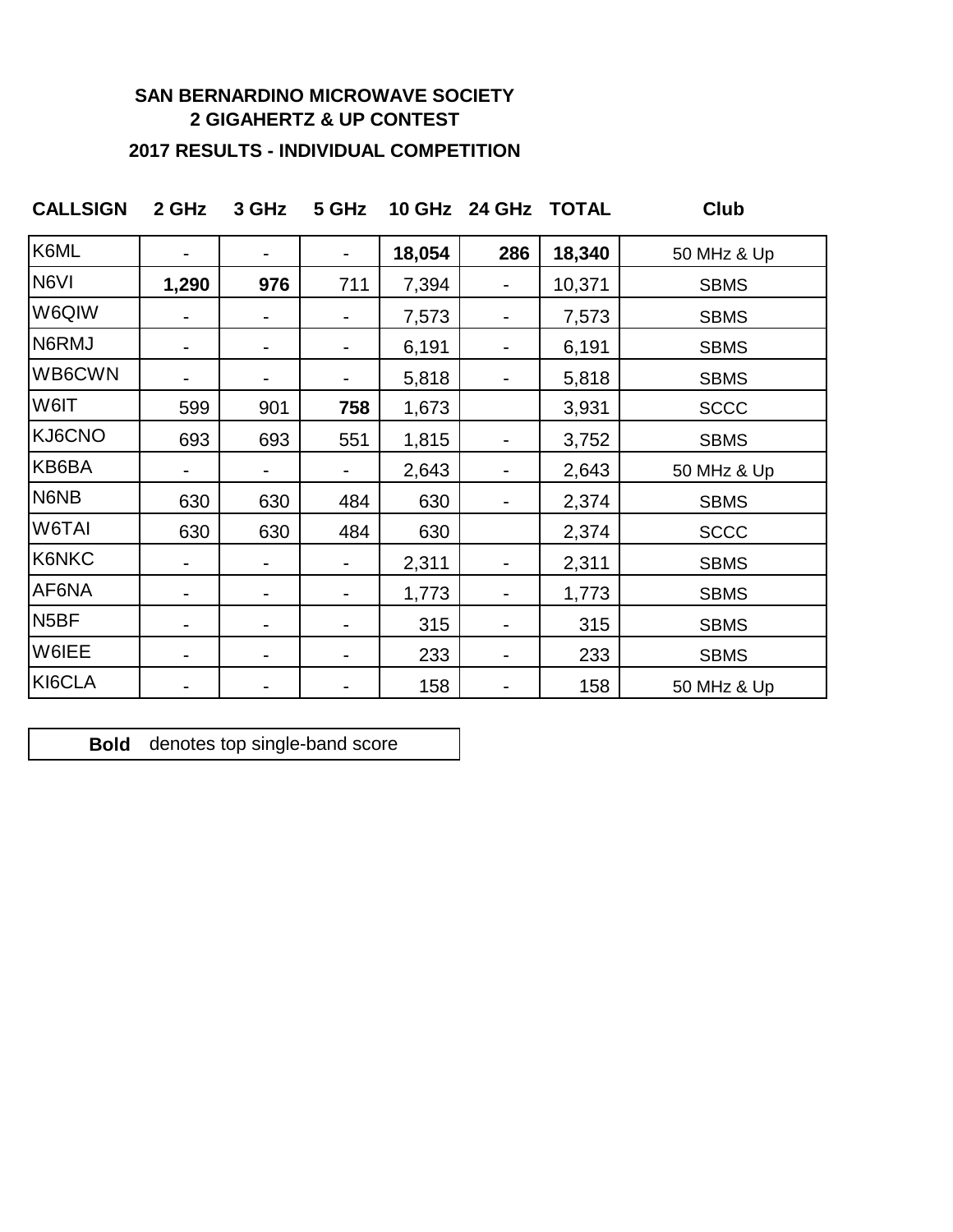# SAN BERNARDINO MICROWAVE SOCIETY
## 2 GIGAHERTZ & UP CONTEST
### 2017 RESULTS - INDIVIDUAL COMPETITION

| CALLSIGN | 2 GHz | 3 GHz | 5 GHz | 10 GHz | 24 GHz | TOTAL | Club |
|---|---|---|---|---|---|---|---|
| K6ML | - | - | - | **18,054** | **286** | **18,340** | 50 MHz & Up |
| N6VI | **1,290** | **976** | 711 | 7,394 | - | 10,371 | SBMS |
| W6QIW | - | - | - | 7,573 | - | 7,573 | SBMS |
| N6RMJ | - | - | - | 6,191 | - | 6,191 | SBMS |
| WB6CWN | - | - | - | 5,818 | - | 5,818 | SBMS |
| W6IT | 599 | 901 | **758** | 1,673 | | 3,931 | SCCC |
| KJ6CNO | 693 | 693 | 551 | 1,815 | - | 3,752 | SBMS |
| KB6BA | - | - | - | 2,643 | - | 2,643 | 50 MHz & Up |
| N6NB | 630 | 630 | 484 | 630 | - | 2,374 | SBMS |
| W6TAI | 630 | 630 | 484 | 630 | | 2,374 | SCCC |
| K6NKC | - | - | - | 2,311 | - | 2,311 | SBMS |
| AF6NA | - | - | - | 1,773 | - | 1,773 | SBMS |
| N5BF | - | - | - | 315 | - | 315 | SBMS |
| W6IEE | - | - | - | 233 | - | 233 | SBMS |
| KI6CLA | - | - | - | 158 | - | 158 | 50 MHz & Up |

**Bold** denotes top single-band score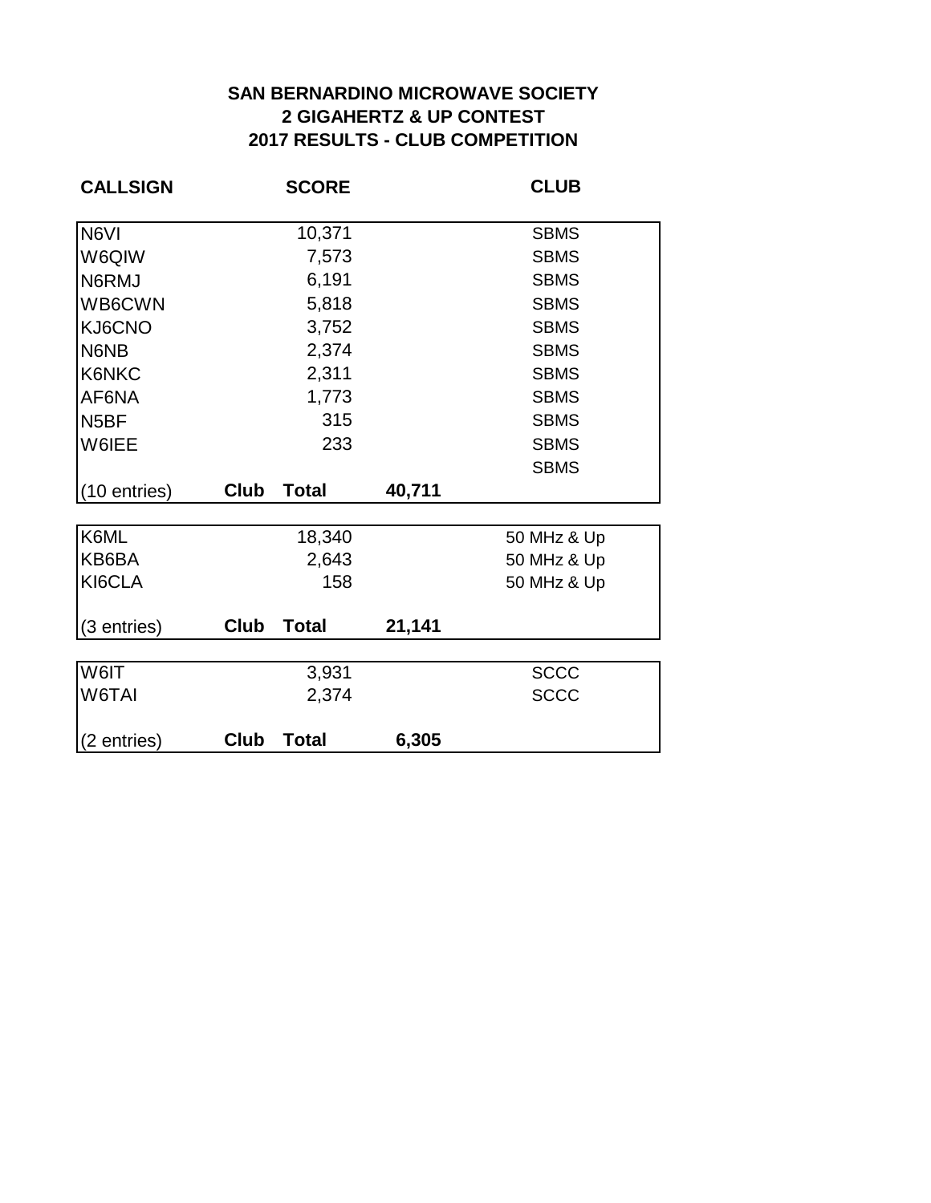## SAN BERNARDINO MICROWAVE SOCIETY
## 2 GIGAHERTZ & UP CONTEST
## 2017 RESULTS - CLUB COMPETITION

| CALLSIGN | | SCORE | | CLUB |
|---|---|---|---|---|
| N6VI | | 10,371 | | SBMS |
| W6QIW | | 7,573 | | SBMS |
| N6RMJ | | 6,191 | | SBMS |
| WB6CWN | | 5,818 | | SBMS |
| KJ6CNO | | 3,752 | | SBMS |
| N6NB | | 2,374 | | SBMS |
| K6NKC | | 2,311 | | SBMS |
| AF6NA | | 1,773 | | SBMS |
| N5BF | | 315 | | SBMS |
| W6IEE | | 233 | | SBMS |
| | | | | SBMS |
| (10 entries) | **Club** | **Total** | **40,711** | |
| | | | | |
| K6ML | | 18,340 | | 50 MHz & Up |
| KB6BA | | 2,643 | | 50 MHz & Up |
| KI6CLA | | 158 | | 50 MHz & Up |
| (3 entries) | **Club** | **Total** | **21,141** | |
| | | | | |
| W6IT | | 3,931 | | SCCC |
| W6TAI | | 2,374 | | SCCC |
| (2 entries) | **Club** | **Total** | **6,305** | |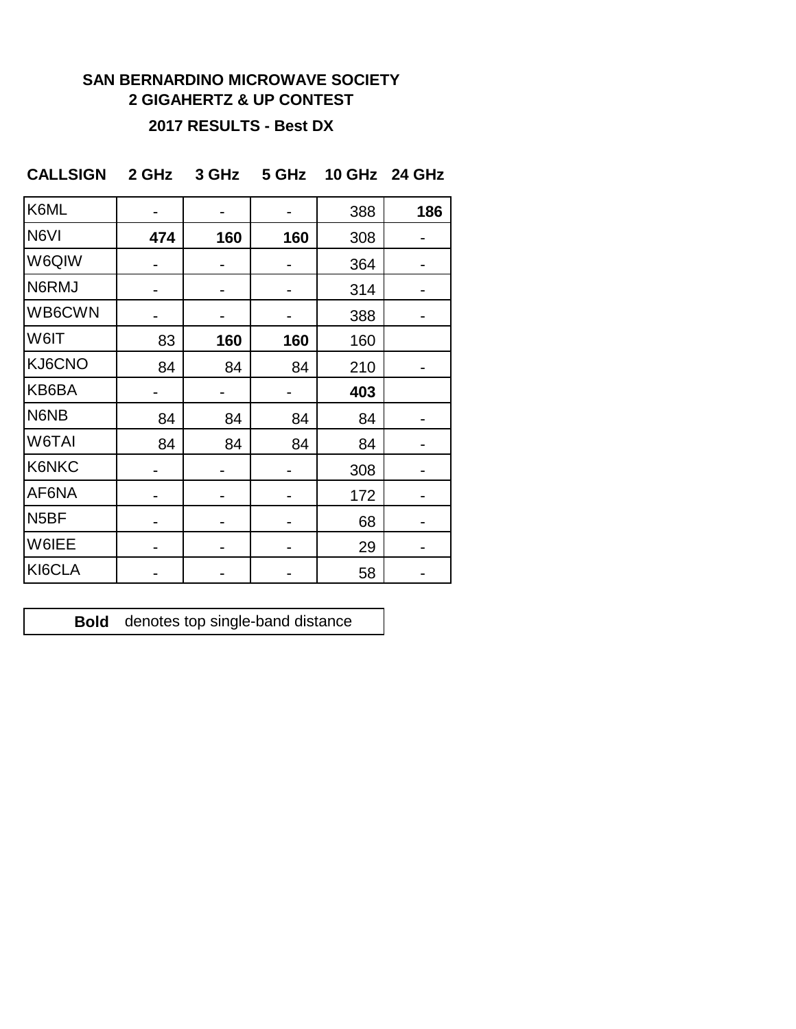# SAN BERNARDINO MICROWAVE SOCIETY
## 2 GIGAHERTZ & UP CONTEST
### 2017 RESULTS - Best DX

| CALLSIGN | 2 GHz | 3 GHz | 5 GHz | 10 GHz | 24 GHz |
|---|---|---|---|---|---|
| K6ML | - | - | - | 388 | **186** |
| N6VI | **474** | **160** | **160** | 308 | - |
| W6QIW | - | - | - | 364 | - |
| N6RMJ | - | - | - | 314 | - |
| WB6CWN | - | - | - | 388 | - |
| W6IT | 83 | **160** | **160** | 160 | |
| KJ6CNO | 84 | 84 | 84 | 210 | - |
| KB6BA | - | - | - | **403** | |
| N6NB | 84 | 84 | 84 | 84 | - |
| W6TAI | 84 | 84 | 84 | 84 | - |
| K6NKC | - | - | - | 308 | - |
| AF6NA | - | - | - | 172 | - |
| N5BF | - | - | - | 68 | - |
| W6IEE | - | - | - | 29 | - |
| KI6CLA | - | - | - | 58 | - |

**Bold** denotes top single-band distance